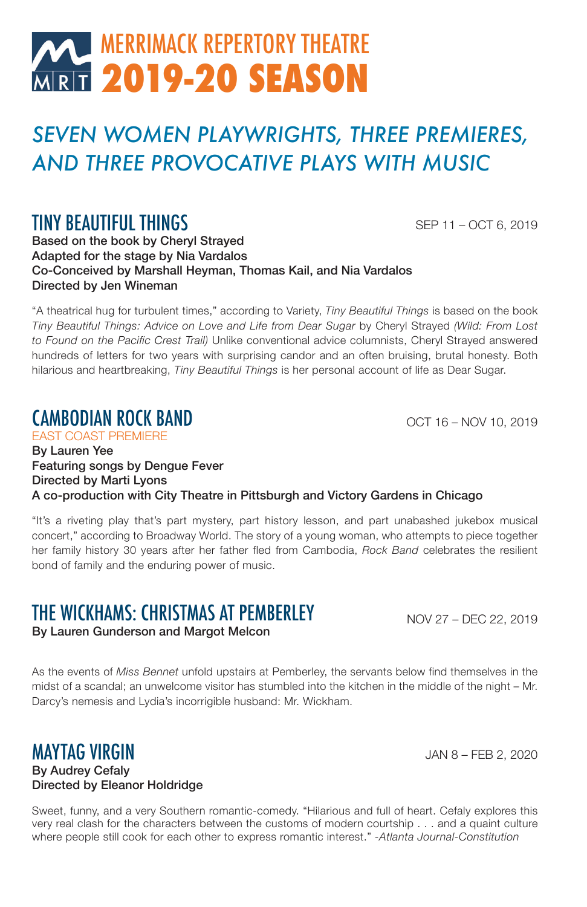# MERRIMACK REPERTORY THEATRE
# 2019-20 SEASON

## *SEVEN WOMEN PLAYWRIGHTS, THREE PREMIERES, AND THREE PROVOCATIVE PLAYS WITH MUSIC*

## TINY BEAUTIFUL THINGS

SEP 11 – OCT 6, 2019

**Based on the book by Cheryl Strayed**
**Adapted for the stage by Nia Vardalos**
**Co-Conceived by Marshall Heyman, Thomas Kail, and Nia Vardalos**
**Directed by Jen Wineman**

"A theatrical hug for turbulent times," according to Variety, *Tiny Beautiful Things* is based on the book *Tiny Beautiful Things: Advice on Love and Life from Dear Sugar* by Cheryl Strayed *(Wild: From Lost to Found on the Pacific Crest Trail)* Unlike conventional advice columnists, Cheryl Strayed answered hundreds of letters for two years with surprising candor and an often bruising, brutal honesty. Both hilarious and heartbreaking, *Tiny Beautiful Things* is her personal account of life as Dear Sugar.

## CAMBODIAN ROCK BAND

OCT 16 – NOV 10, 2019

EAST COAST PREMIERE

**By Lauren Yee**
**Featuring songs by Dengue Fever**
**Directed by Marti Lyons**
**A co-production with City Theatre in Pittsburgh and Victory Gardens in Chicago**

"It's a riveting play that's part mystery, part history lesson, and part unabashed jukebox musical concert," according to Broadway World. The story of a young woman, who attempts to piece together her family history 30 years after her father fled from Cambodia, *Rock Band* celebrates the resilient bond of family and the enduring power of music.

## THE WICKHAMS: CHRISTMAS AT PEMBERLEY

NOV 27 – DEC 22, 2019

**By Lauren Gunderson and Margot Melcon**

As the events of *Miss Bennet* unfold upstairs at Pemberley, the servants below find themselves in the midst of a scandal; an unwelcome visitor has stumbled into the kitchen in the middle of the night – Mr. Darcy's nemesis and Lydia's incorrigible husband: Mr. Wickham.

## MAYTAG VIRGIN

JAN 8 – FEB 2, 2020

**By Audrey Cefaly**
**Directed by Eleanor Holdridge**

Sweet, funny, and a very Southern romantic-comedy. "Hilarious and full of heart. Cefaly explores this very real clash for the characters between the customs of modern courtship . . . and a quaint culture where people still cook for each other to express romantic interest." *-Atlanta Journal-Constitution*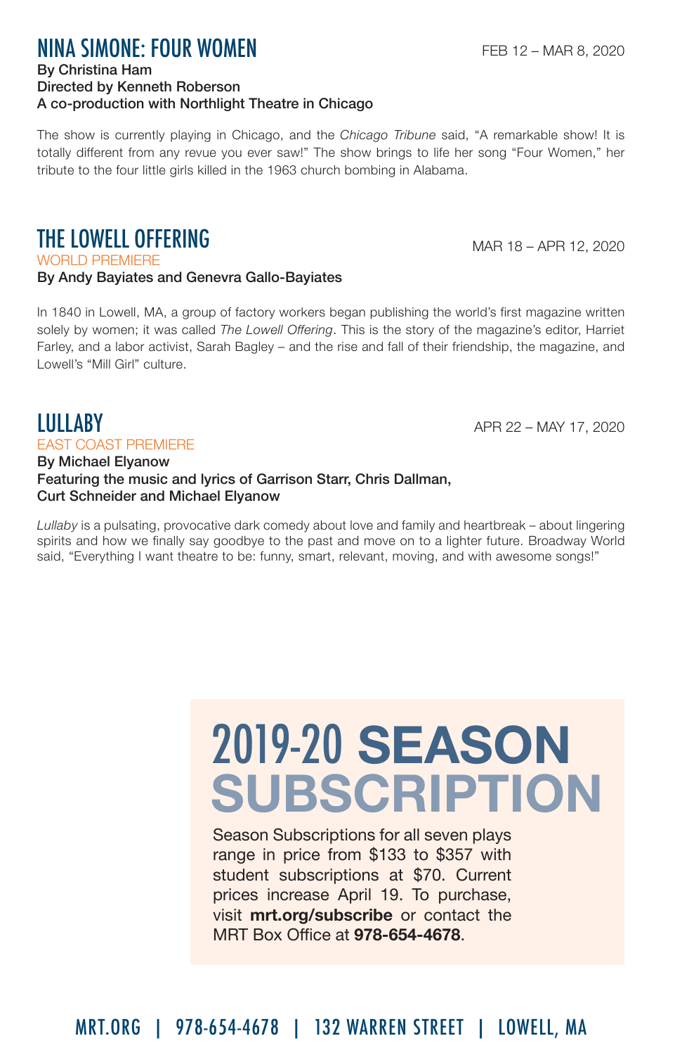## NINA SIMONE: FOUR WOMEN

FEB 12 – MAR 8, 2020

**By Christina Ham**
**Directed by Kenneth Roberson**
**A co-production with Northlight Theatre in Chicago**

The show is currently playing in Chicago, and the *Chicago Tribune* said, "A remarkable show! It is totally different from any revue you ever saw!" The show brings to life her song "Four Women," her tribute to the four little girls killed in the 1963 church bombing in Alabama.

## THE LOWELL OFFERING

MAR 18 – APR 12, 2020

WORLD PREMIERE

**By Andy Bayiates and Genevra Gallo-Bayiates**

In 1840 in Lowell, MA, a group of factory workers began publishing the world's first magazine written solely by women; it was called *The Lowell Offering*. This is the story of the magazine's editor, Harriet Farley, and a labor activist, Sarah Bagley – and the rise and fall of their friendship, the magazine, and Lowell's "Mill Girl" culture.

## LULLABY

APR 22 – MAY 17, 2020

EAST COAST PREMIERE

**By Michael Elyanow**
**Featuring the music and lyrics of Garrison Starr, Chris Dallman, Curt Schneider and Michael Elyanow**

*Lullaby* is a pulsating, provocative dark comedy about love and family and heartbreak – about lingering spirits and how we finally say goodbye to the past and move on to a lighter future. Broadway World said, "Everything I want theatre to be: funny, smart, relevant, moving, and with awesome songs!"

# 2019-20 SEASON SUBSCRIPTION

Season Subscriptions for all seven plays range in price from $133 to $357 with student subscriptions at $70. Current prices increase April 19. To purchase, visit **mrt.org/subscribe** or contact the MRT Box Office at **978-654-4678**.

MRT.ORG | 978-654-4678 | 132 WARREN STREET | LOWELL, MA